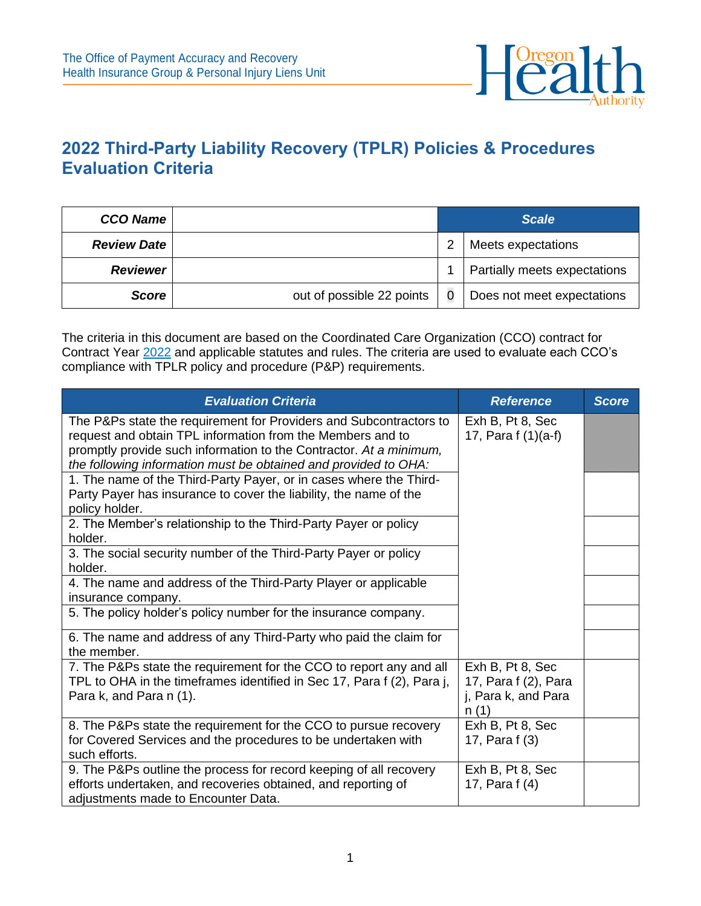The Office of Payment Accuracy and Recovery
Health Insurance Group & Personal Injury Liens Unit

# 2022 Third-Party Liability Recovery (TPLR) Policies & Procedures Evaluation Criteria

| **CCO Name** | | **Scale** | |
|---|---|---|---|
| **Review Date** | | 2 | Meets expectations |
| **Reviewer** | | 1 | Partially meets expectations |
| **Score** | out of possible 22 points | 0 | Does not meet expectations |

The criteria in this document are based on the Coordinated Care Organization (CCO) contract for Contract Year 2022 and applicable statutes and rules. The criteria are used to evaluate each CCO's compliance with TPLR policy and procedure (P&P) requirements.

| **Evaluation Criteria** | **Reference** | **Score** |
|---|---|---|
| The P&Ps state the requirement for Providers and Subcontractors to request and obtain TPL information from the Members and to promptly provide such information to the Contractor. *At a minimum, the following information must be obtained and provided to OHA:* | Exh B, Pt 8, Sec 17, Para f (1)(a-f) | |
| 1. The name of the Third-Party Payer, or in cases where the Third-Party Payer has insurance to cover the liability, the name of the policy holder. | | |
| 2. The Member's relationship to the Third-Party Payer or policy holder. | | |
| 3. The social security number of the Third-Party Payer or policy holder. | | |
| 4. The name and address of the Third-Party Player or applicable insurance company. | | |
| 5. The policy holder's policy number for the insurance company. | | |
| 6. The name and address of any Third-Party who paid the claim for the member. | | |
| 7. The P&Ps state the requirement for the CCO to report any and all TPL to OHA in the timeframes identified in Sec 17, Para f (2), Para j, Para k, and Para n (1). | Exh B, Pt 8, Sec 17, Para f (2), Para j, Para k, and Para n (1) | |
| 8. The P&Ps state the requirement for the CCO to pursue recovery for Covered Services and the procedures to be undertaken with such efforts. | Exh B, Pt 8, Sec 17, Para f (3) | |
| 9. The P&Ps outline the process for record keeping of all recovery efforts undertaken, and recoveries obtained, and reporting of adjustments made to Encounter Data. | Exh B, Pt 8, Sec 17, Para f (4) | |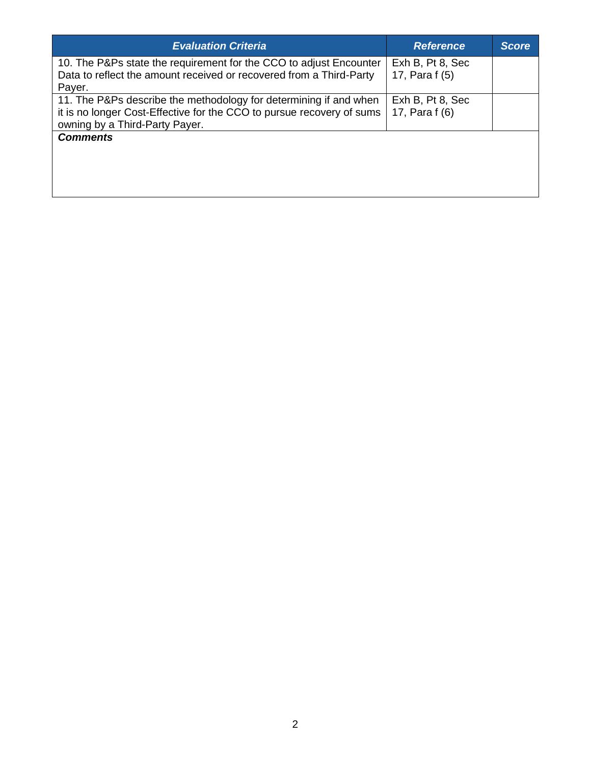| *Evaluation Criteria* | *Reference* | *Score* |
|---|---|---|
| 10. The P&Ps state the requirement for the CCO to adjust Encounter Data to reflect the amount received or recovered from a Third-Party Payer. | Exh B, Pt 8, Sec 17, Para f (5) | |
| 11. The P&Ps describe the methodology for determining if and when it is no longer Cost-Effective for the CCO to pursue recovery of sums owning by a Third-Party Payer. | Exh B, Pt 8, Sec 17, Para f (6) | |
| ***Comments*** | | |